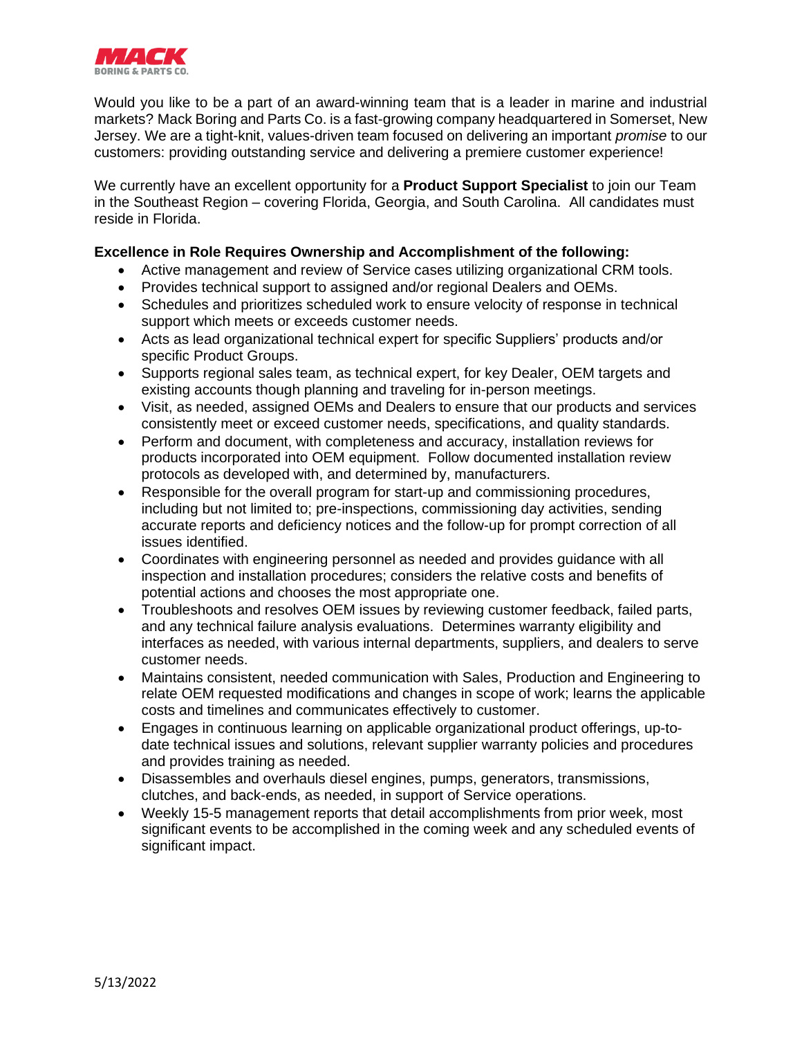Would you like to be a part of an award-winning team that is a leader in marine and industrial markets? Mack Boring and Parts Co. is a fast-growing company headquartered in Somerset, New Jersey. We are a tight-knit, values-driven team focused on delivering an important *promise* to our customers: providing outstanding service and delivering a premiere customer experience!

We currently have an excellent opportunity for a **Product Support Specialist** to join our Team in the Southeast Region – covering Florida, Georgia, and South Carolina. All candidates must reside in Florida.

**Excellence in Role Requires Ownership and Accomplishment of the following:**

- Active management and review of Service cases utilizing organizational CRM tools.
- Provides technical support to assigned and/or regional Dealers and OEMs.
- Schedules and prioritizes scheduled work to ensure velocity of response in technical support which meets or exceeds customer needs.
- Acts as lead organizational technical expert for specific Suppliers' products and/or specific Product Groups.
- Supports regional sales team, as technical expert, for key Dealer, OEM targets and existing accounts though planning and traveling for in-person meetings.
- Visit, as needed, assigned OEMs and Dealers to ensure that our products and services consistently meet or exceed customer needs, specifications, and quality standards.
- Perform and document, with completeness and accuracy, installation reviews for products incorporated into OEM equipment. Follow documented installation review protocols as developed with, and determined by, manufacturers.
- Responsible for the overall program for start-up and commissioning procedures, including but not limited to; pre-inspections, commissioning day activities, sending accurate reports and deficiency notices and the follow-up for prompt correction of all issues identified.
- Coordinates with engineering personnel as needed and provides guidance with all inspection and installation procedures; considers the relative costs and benefits of potential actions and chooses the most appropriate one.
- Troubleshoots and resolves OEM issues by reviewing customer feedback, failed parts, and any technical failure analysis evaluations. Determines warranty eligibility and interfaces as needed, with various internal departments, suppliers, and dealers to serve customer needs.
- Maintains consistent, needed communication with Sales, Production and Engineering to relate OEM requested modifications and changes in scope of work; learns the applicable costs and timelines and communicates effectively to customer.
- Engages in continuous learning on applicable organizational product offerings, up-to-date technical issues and solutions, relevant supplier warranty policies and procedures and provides training as needed.
- Disassembles and overhauls diesel engines, pumps, generators, transmissions, clutches, and back-ends, as needed, in support of Service operations.
- Weekly 15-5 management reports that detail accomplishments from prior week, most significant events to be accomplished in the coming week and any scheduled events of significant impact.

5/13/2022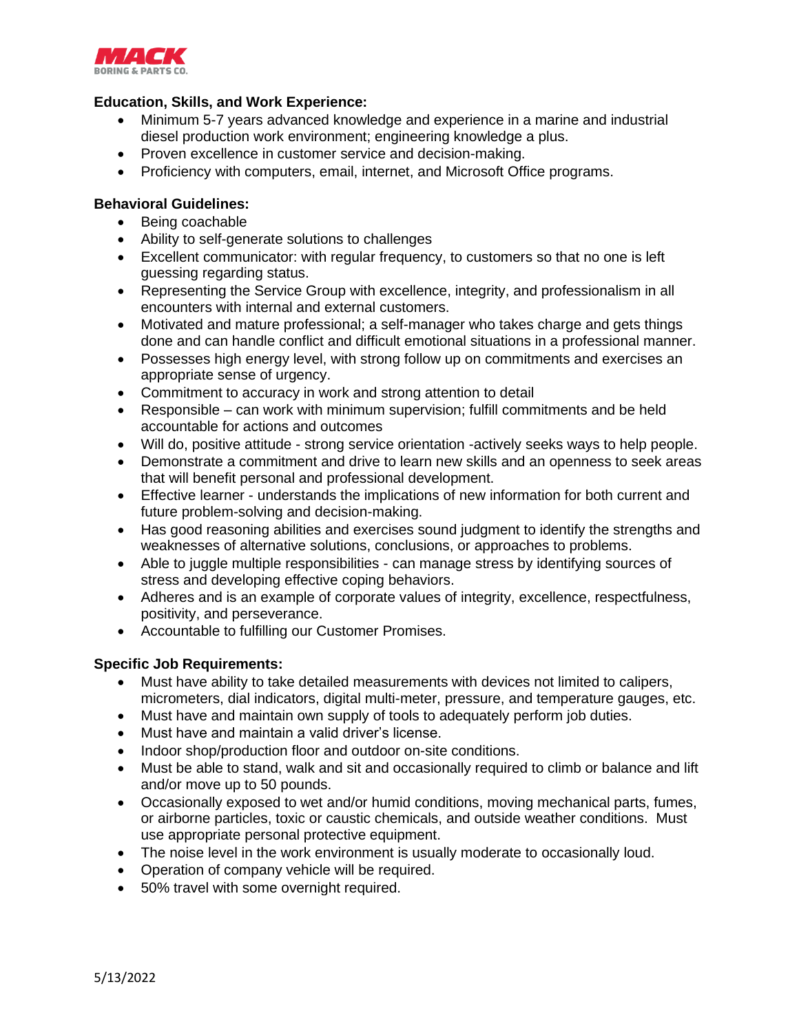**Education, Skills, and Work Experience:**

- Minimum 5-7 years advanced knowledge and experience in a marine and industrial diesel production work environment; engineering knowledge a plus.
- Proven excellence in customer service and decision-making.
- Proficiency with computers, email, internet, and Microsoft Office programs.

**Behavioral Guidelines:**

- Being coachable
- Ability to self-generate solutions to challenges
- Excellent communicator: with regular frequency, to customers so that no one is left guessing regarding status.
- Representing the Service Group with excellence, integrity, and professionalism in all encounters with internal and external customers.
- Motivated and mature professional; a self-manager who takes charge and gets things done and can handle conflict and difficult emotional situations in a professional manner.
- Possesses high energy level, with strong follow up on commitments and exercises an appropriate sense of urgency.
- Commitment to accuracy in work and strong attention to detail
- Responsible – can work with minimum supervision; fulfill commitments and be held accountable for actions and outcomes
- Will do, positive attitude - strong service orientation -actively seeks ways to help people.
- Demonstrate a commitment and drive to learn new skills and an openness to seek areas that will benefit personal and professional development.
- Effective learner - understands the implications of new information for both current and future problem-solving and decision-making.
- Has good reasoning abilities and exercises sound judgment to identify the strengths and weaknesses of alternative solutions, conclusions, or approaches to problems.
- Able to juggle multiple responsibilities - can manage stress by identifying sources of stress and developing effective coping behaviors.
- Adheres and is an example of corporate values of integrity, excellence, respectfulness, positivity, and perseverance.
- Accountable to fulfilling our Customer Promises.

**Specific Job Requirements:**

- Must have ability to take detailed measurements with devices not limited to calipers, micrometers, dial indicators, digital multi-meter, pressure, and temperature gauges, etc.
- Must have and maintain own supply of tools to adequately perform job duties.
- Must have and maintain a valid driver's license.
- Indoor shop/production floor and outdoor on-site conditions.
- Must be able to stand, walk and sit and occasionally required to climb or balance and lift and/or move up to 50 pounds.
- Occasionally exposed to wet and/or humid conditions, moving mechanical parts, fumes, or airborne particles, toxic or caustic chemicals, and outside weather conditions. Must use appropriate personal protective equipment.
- The noise level in the work environment is usually moderate to occasionally loud.
- Operation of company vehicle will be required.
- 50% travel with some overnight required.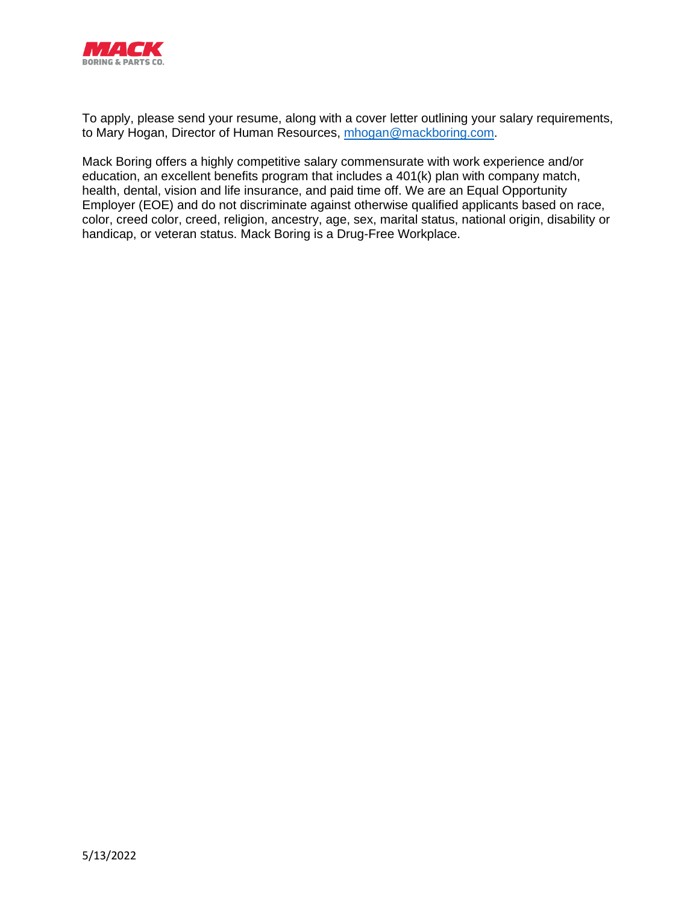To apply, please send your resume, along with a cover letter outlining your salary requirements, to Mary Hogan, Director of Human Resources, mhogan@mackboring.com.

Mack Boring offers a highly competitive salary commensurate with work experience and/or education, an excellent benefits program that includes a 401(k) plan with company match, health, dental, vision and life insurance, and paid time off. We are an Equal Opportunity Employer (EOE) and do not discriminate against otherwise qualified applicants based on race, color, creed color, creed, religion, ancestry, age, sex, marital status, national origin, disability or handicap, or veteran status. Mack Boring is a Drug-Free Workplace.

5/13/2022